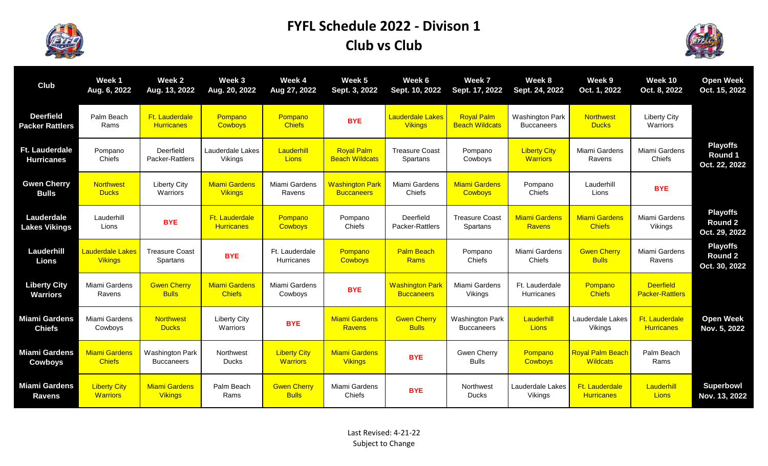# FYFL Schedule 2022 - Divison 1
## Club vs Club

| Club | Week 1 Aug. 6, 2022 | Week 2 Aug. 13, 2022 | Week 3 Aug. 20, 2022 | Week 4 Aug 27, 2022 | Week 5 Sept. 3, 2022 | Week 6 Sept. 10, 2022 | Week 7 Sept. 17, 2022 | Week 8 Sept. 24, 2022 | Week 9 Oct. 1, 2022 | Week 10 Oct. 8, 2022 | Open Week Oct. 15, 2022 |
|---|---|---|---|---|---|---|---|---|---|---|---|
| **Deerfield Packer Rattlers** | Palm Beach Rams | Ft. Lauderdale Hurricanes | Pompano Cowboys | Pompano Chiefs | BYE | Lauderdale Lakes Vikings | Royal Palm Beach Wildcats | Washington Park Bucaneers | Northwest Ducks | Liberty City Warriors | |
| **Ft. Lauderdale Hurricanes** | Pompano Chiefs | Deerfield Packer-Rattlers | Lauderdale Lakes Vikings | Lauderhill Lions | Royal Palm Beach Wildcats | Treasure Coast Spartans | Pompano Cowboys | Liberty City Warriors | Miami Gardens Ravens | Miami Gardens Chiefs | **Playoffs Round 1 Oct. 22, 2022** |
| **Gwen Cherry Bulls** | Northwest Ducks | Liberty City Warriors | Miami Gardens Vikings | Miami Gardens Ravens | Washington Park Bucaneers | Miami Gardens Chiefs | Miami Gardens Cowboys | Pompano Chiefs | Lauderhill Lions | BYE | |
| **Lauderdale Lakes Vikings** | Lauderhill Lions | BYE | Ft. Lauderdale Hurricanes | Pompano Cowboys | Pompano Chiefs | Deerfield Packer-Rattlers | Treasure Coast Spartans | Miami Gardens Ravens | Miami Gardens Chiefs | Miami Gardens Vikings | **Playoffs Round 2 Oct. 29, 2022** |
| **Lauderhill Lions** | Lauderdale Lakes Vikings | Treasure Coast Spartans | BYE | Ft. Lauderdale Hurricanes | Pompano Cowboys | Palm Beach Rams | Pompano Chiefs | Miami Gardens Chiefs | Gwen Cherry Bulls | Miami Gardens Ravens | **Playoffs Round 2 Oct. 30, 2022** |
| **Liberty City Warriors** | Miami Gardens Ravens | Gwen Cherry Bulls | Miami Gardens Chiefs | Miami Gardens Cowboys | BYE | Washington Park Bucaneers | Miami Gardens Vikings | Ft. Lauderdale Hurricanes | Pompano Chiefs | Deerfield Packer-Rattlers | |
| **Miami Gardens Chiefs** | Miami Gardens Cowboys | Northwest Ducks | Liberty City Warriors | BYE | Miami Gardens Ravens | Gwen Cherry Bulls | Washington Park Bucaneers | Lauderhill Lions | Lauderdale Lakes Vikings | Ft. Lauderdale Hurricanes | **Open Week Nov. 5, 2022** |
| **Miami Gardens Cowboys** | Miami Gardens Chiefs | Washington Park Bucaneers | Northwest Ducks | Liberty City Warriors | Miami Gardens Vikings | BYE | Gwen Cherry Bulls | Pompano Cowboys | Royal Palm Beach Wildcats | Palm Beach Rams | |
| **Miami Gardens Ravens** | Liberty City Warriors | Miami Gardens Vikings | Palm Beach Rams | Gwen Cherry Bulls | Miami Gardens Chiefs | BYE | Northwest Ducks | Lauderdale Lakes Vikings | Ft. Lauderdale Hurricanes | Lauderhill Lions | **Superbowl Nov. 13, 2022** |

Last Revised: 4-21-22
Subject to Change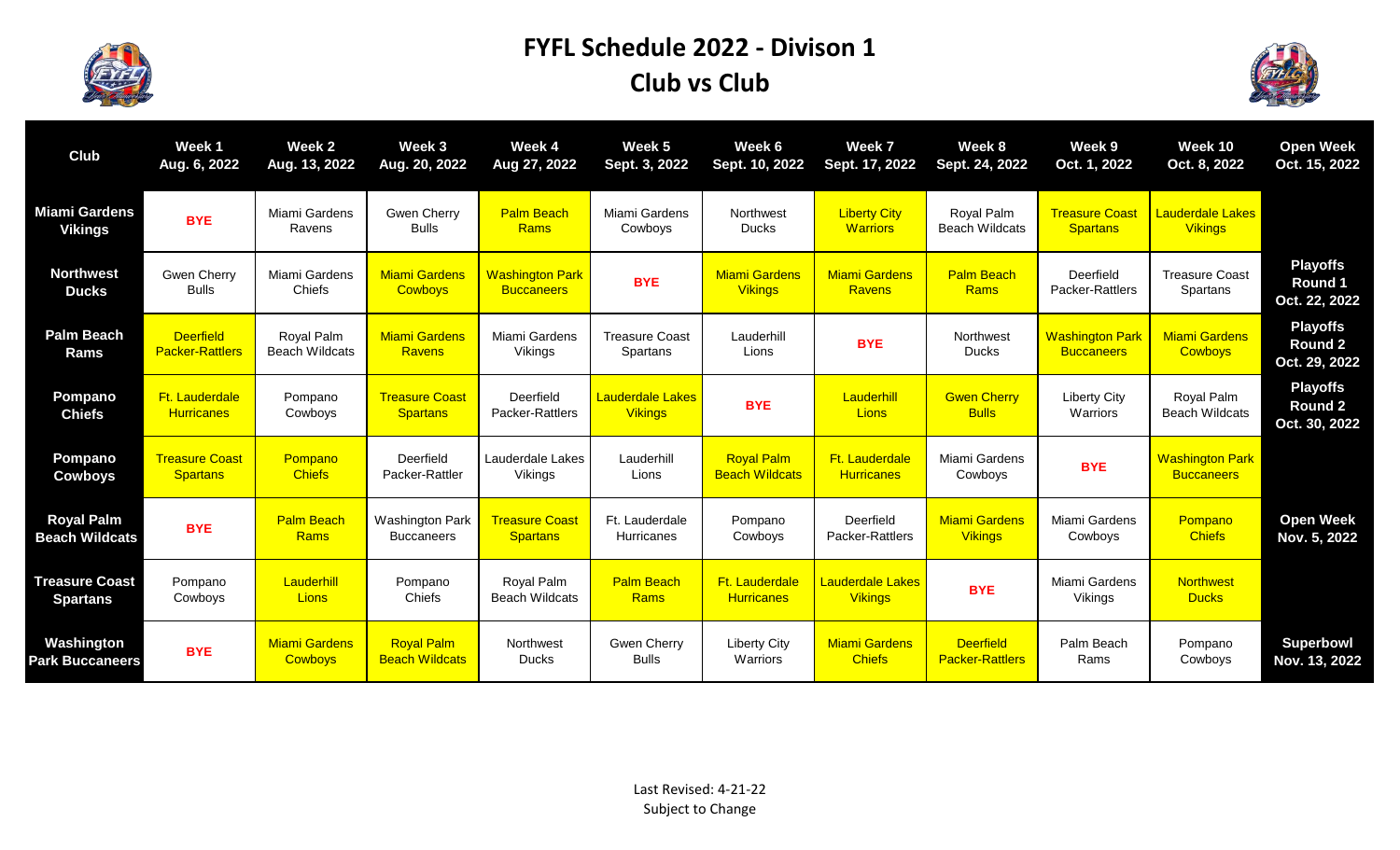# FYFL Schedule 2022 - Divison 1
## Club vs Club

| Club | Week 1 Aug. 6, 2022 | Week 2 Aug. 13, 2022 | Week 3 Aug. 20, 2022 | Week 4 Aug 27, 2022 | Week 5 Sept. 3, 2022 | Week 6 Sept. 10, 2022 | Week 7 Sept. 17, 2022 | Week 8 Sept. 24, 2022 | Week 9 Oct. 1, 2022 | Week 10 Oct. 8, 2022 | Open Week Oct. 15, 2022 |
|---|---|---|---|---|---|---|---|---|---|---|---|
| **Miami Gardens Vikings** | **BYE** | Miami Gardens Ravens | Gwen Cherry Bulls | Palm Beach Rams | Miami Gardens Cowboys | Northwest Ducks | Liberty City Warriors | Royal Palm Beach Wildcats | Treasure Coast Spartans | Lauderdale Lakes Vikings | |
| **Northwest Ducks** | Gwen Cherry Bulls | Miami Gardens Chiefs | Miami Gardens Cowboys | Washington Park Buccaneers | **BYE** | Miami Gardens Vikings | Miami Gardens Ravens | Palm Beach Rams | Deerfield Packer-Rattlers | Treasure Coast Spartans | **Playoffs Round 1 Oct. 22, 2022** |
| **Palm Beach Rams** | Deerfield Packer-Rattlers | Royal Palm Beach Wildcats | Miami Gardens Ravens | Miami Gardens Vikings | Treasure Coast Spartans | Lauderhill Lions | **BYE** | Northwest Ducks | Washington Park Buccaneers | Miami Gardens Cowboys | **Playoffs Round 2 Oct. 29, 2022** |
| **Pompano Chiefs** | Ft. Lauderdale Hurricanes | Pompano Cowboys | Treasure Coast Spartans | Deerfield Packer-Rattlers | Lauderdale Lakes Vikings | **BYE** | Lauderhill Lions | Gwen Cherry Bulls | Liberty City Warriors | Royal Palm Beach Wildcats | **Playoffs Round 2 Oct. 30, 2022** |
| **Pompano Cowboys** | Treasure Coast Spartans | Pompano Chiefs | Deerfield Packer-Rattler | Lauderdale Lakes Vikings | Lauderhill Lions | Royal Palm Beach Wildcats | Ft. Lauderdale Hurricanes | Miami Gardens Cowboys | **BYE** | Washington Park Buccaneers | |
| **Royal Palm Beach Wildcats** | **BYE** | Palm Beach Rams | Washington Park Buccaneers | Treasure Coast Spartans | Ft. Lauderdale Hurricanes | Pompano Cowboys | Deerfield Packer-Rattlers | Miami Gardens Vikings | Miami Gardens Cowboys | Pompano Chiefs | **Open Week Nov. 5, 2022** |
| **Treasure Coast Spartans** | Pompano Cowboys | Lauderhill Lions | Pompano Chiefs | Royal Palm Beach Wildcats | Palm Beach Rams | Ft. Lauderdale Hurricanes | Lauderdale Lakes Vikings | **BYE** | Miami Gardens Vikings | Northwest Ducks | |
| **Washington Park Buccaneers** | **BYE** | Miami Gardens Cowboys | Royal Palm Beach Wildcats | Northwest Ducks | Gwen Cherry Bulls | Liberty City Warriors | Miami Gardens Chiefs | Deerfield Packer-Rattlers | Palm Beach Rams | Pompano Cowboys | **Superbowl Nov. 13, 2022** |

Last Revised: 4-21-22
Subject to Change